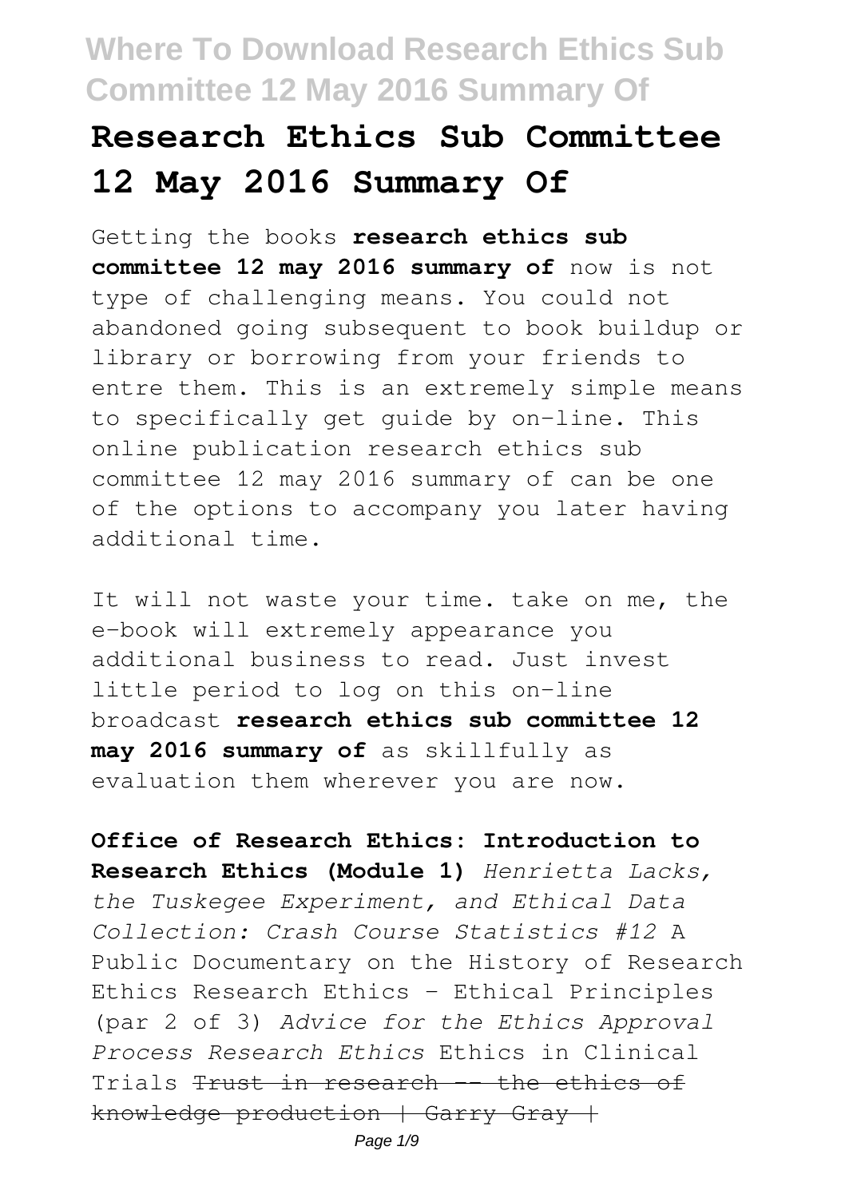# Research Ethics Sub Committee 12 May 2016 Summary Of

Getting the books **research ethics sub committee 12 may 2016 summary of** now is not type of challenging means. You could not abandoned going subsequent to book buildup or library or borrowing from your friends to entre them. This is an extremely simple means to specifically get guide by on-line. This online publication research ethics sub committee 12 may 2016 summary of can be one of the options to accompany you later having additional time.

It will not waste your time. take on me, the e-book will extremely appearance you additional business to read. Just invest little period to log on this on-line broadcast **research ethics sub committee 12 may 2016 summary of** as skillfully as evaluation them wherever you are now.

**Office of Research Ethics: Introduction to Research Ethics (Module 1)** *Henrietta Lacks, the Tuskegee Experiment, and Ethical Data Collection: Crash Course Statistics #12* A Public Documentary on the History of Research Ethics Research Ethics - Ethical Principles (par 2 of 3) *Advice for the Ethics Approval Process Research Ethics* Ethics in Clinical Trials ~~Trust in research -- the ethics of knowledge production | Garry Gray |~~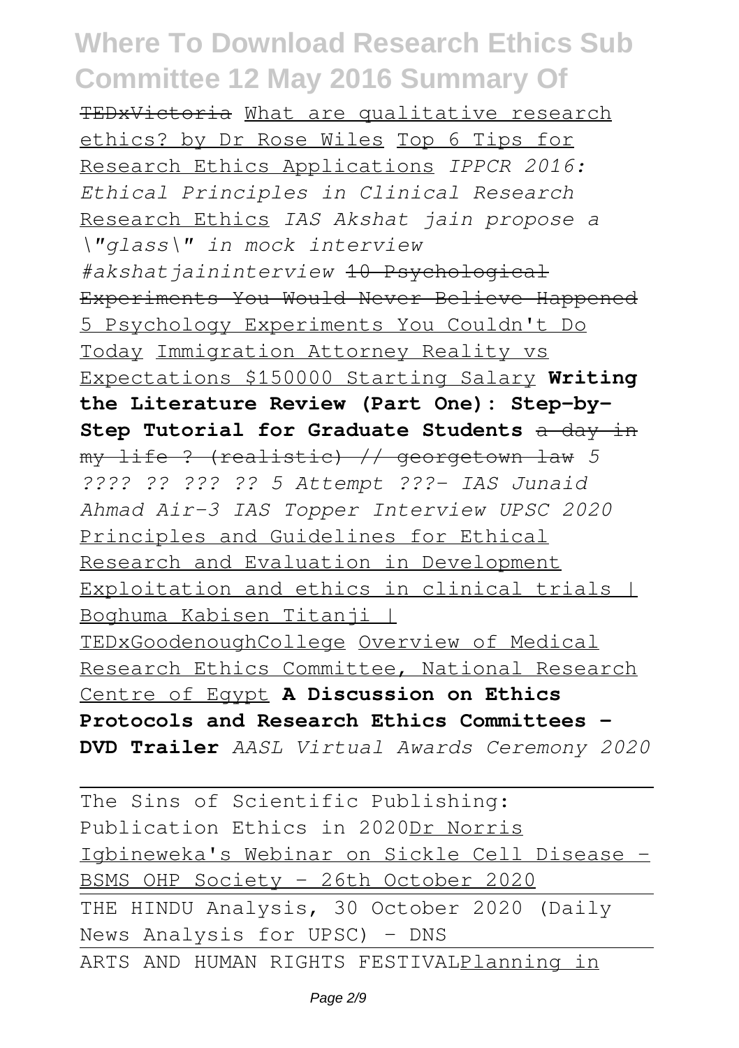TEDxVictoria What are qualitative research ethics? by Dr Rose Wiles Top 6 Tips for Research Ethics Applications *IPPCR 2016: Ethical Principles in Clinical Research* Research Ethics *IAS Akshat jain propose a \"glass\" in mock interview #akshatjaininterview* ~~10 Psychological Experiments You Would Never Believe Happened~~ 5 Psychology Experiments You Couldn't Do Today Immigration Attorney Reality vs Expectations $150000 Starting Salary **Writing the Literature Review (Part One): Step-by-Step Tutorial for Graduate Students** ~~a day in my life ? (realistic) // georgetown law~~ *5 ???? ?? ??? ?? 5 Attempt ???- IAS Junaid Ahmad Air-3 IAS Topper Interview UPSC 2020* Principles and Guidelines for Ethical Research and Evaluation in Development Exploitation and ethics in clinical trials | Boghuma Kabisen Titanji | TEDxGoodenoughCollege Overview of Medical Research Ethics Committee, National Research Centre of Egypt **A Discussion on Ethics Protocols and Research Ethics Committees - DVD Trailer** *AASL Virtual Awards Ceremony 2020*

The Sins of Scientific Publishing: Publication Ethics in 2020Dr Norris Igbineweka's Webinar on Sickle Cell Disease - BSMS OHP Society - 26th October 2020

THE HINDU Analysis, 30 October 2020 (Daily News Analysis for UPSC) – DNS

ARTS AND HUMAN RIGHTS FESTIVALPlanning in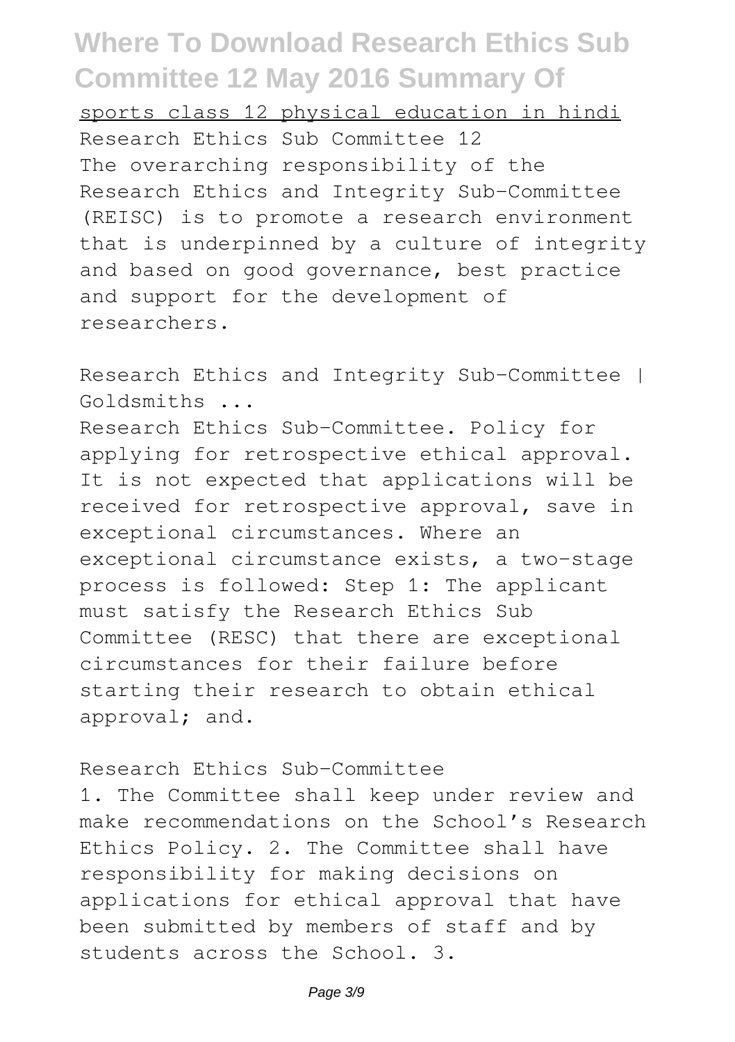sports class 12 physical education in hindi

Research Ethics Sub Committee 12

The overarching responsibility of the Research Ethics and Integrity Sub-Committee (REISC) is to promote a research environment that is underpinned by a culture of integrity and based on good governance, best practice and support for the development of researchers.

Research Ethics and Integrity Sub-Committee | Goldsmiths ...

Research Ethics Sub-Committee. Policy for applying for retrospective ethical approval. It is not expected that applications will be received for retrospective approval, save in exceptional circumstances. Where an exceptional circumstance exists, a two-stage process is followed: Step 1: The applicant must satisfy the Research Ethics Sub Committee (RESC) that there are exceptional circumstances for their failure before starting their research to obtain ethical approval; and.

Research Ethics Sub-Committee

1. The Committee shall keep under review and make recommendations on the School's Research Ethics Policy. 2. The Committee shall have responsibility for making decisions on applications for ethical approval that have been submitted by members of staff and by students across the School. 3.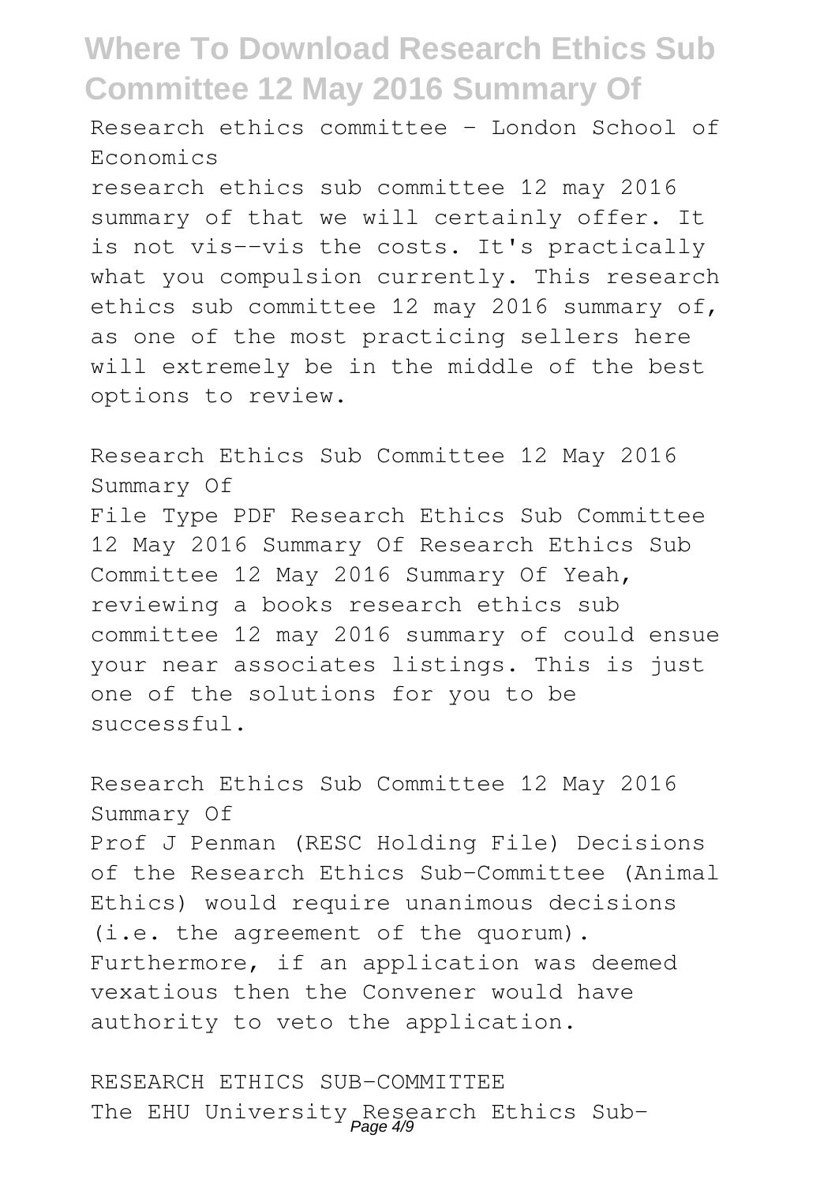Research ethics committee - London School of Economics

research ethics sub committee 12 may 2016 summary of that we will certainly offer. It is not vis--vis the costs. It's practically what you compulsion currently. This research ethics sub committee 12 may 2016 summary of, as one of the most practicing sellers here will extremely be in the middle of the best options to review.

Research Ethics Sub Committee 12 May 2016 Summary Of

File Type PDF Research Ethics Sub Committee 12 May 2016 Summary Of Research Ethics Sub Committee 12 May 2016 Summary Of Yeah, reviewing a books research ethics sub committee 12 may 2016 summary of could ensue your near associates listings. This is just one of the solutions for you to be successful.

Research Ethics Sub Committee 12 May 2016 Summary Of

Prof J Penman (RESC Holding File) Decisions of the Research Ethics Sub-Committee (Animal Ethics) would require unanimous decisions (i.e. the agreement of the quorum). Furthermore, if an application was deemed vexatious then the Convener would have authority to veto the application.

RESEARCH ETHICS SUB-COMMITTEE

The EHU University Research Ethics Sub-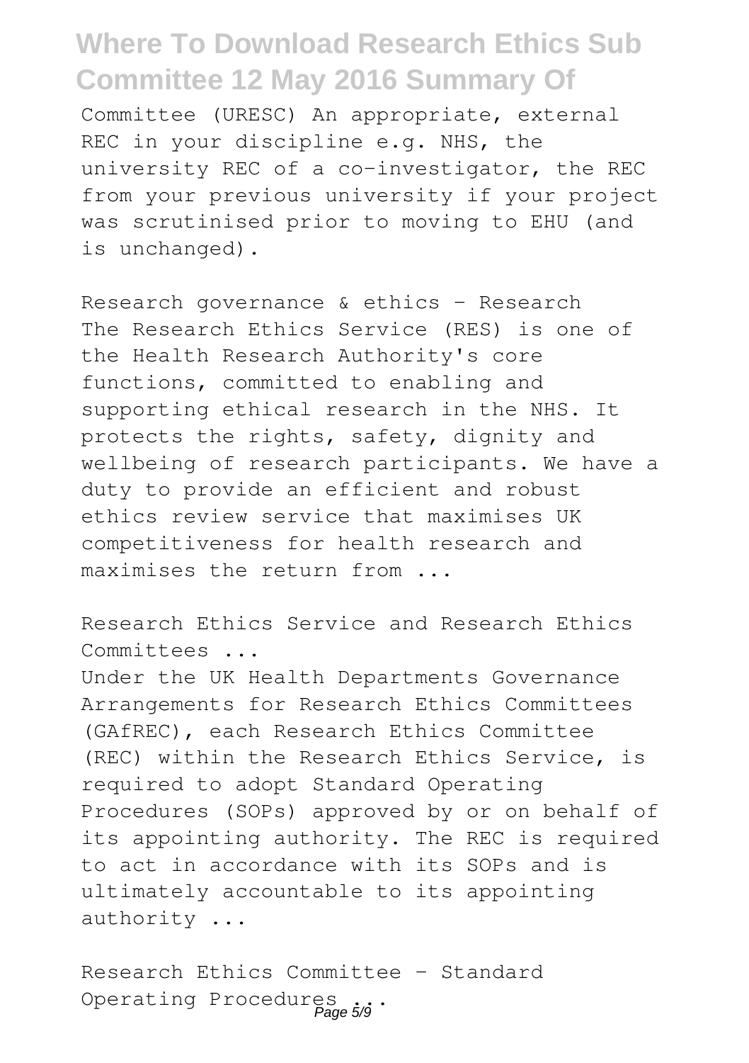Committee (URESC) An appropriate, external REC in your discipline e.g. NHS, the university REC of a co-investigator, the REC from your previous university if your project was scrutinised prior to moving to EHU (and is unchanged).

Research governance & ethics - Research
The Research Ethics Service (RES) is one of the Health Research Authority's core functions, committed to enabling and supporting ethical research in the NHS. It protects the rights, safety, dignity and wellbeing of research participants. We have a duty to provide an efficient and robust ethics review service that maximises UK competitiveness for health research and maximises the return from ...

Research Ethics Service and Research Ethics Committees ...
Under the UK Health Departments Governance Arrangements for Research Ethics Committees (GAfREC), each Research Ethics Committee (REC) within the Research Ethics Service, is required to adopt Standard Operating Procedures (SOPs) approved by or on behalf of its appointing authority. The REC is required to act in accordance with its SOPs and is ultimately accountable to its appointing authority ...

Research Ethics Committee - Standard Operating Procedures ...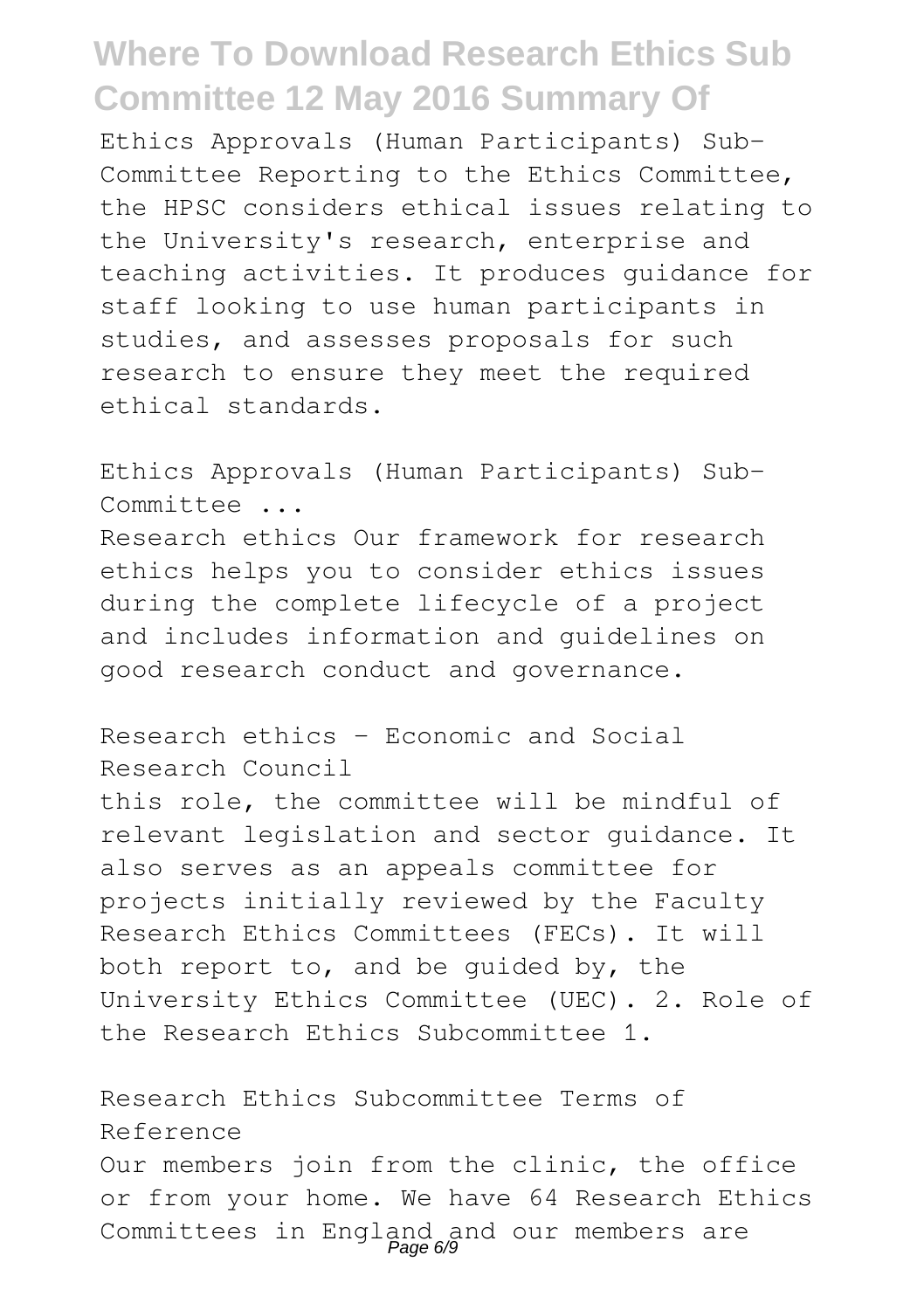Ethics Approvals (Human Participants) Sub-Committee Reporting to the Ethics Committee, the HPSC considers ethical issues relating to the University's research, enterprise and teaching activities. It produces guidance for staff looking to use human participants in studies, and assesses proposals for such research to ensure they meet the required ethical standards.

Ethics Approvals (Human Participants) Sub-Committee ...

Research ethics Our framework for research ethics helps you to consider ethics issues during the complete lifecycle of a project and includes information and guidelines on good research conduct and governance.

Research ethics - Economic and Social Research Council

this role, the committee will be mindful of relevant legislation and sector guidance. It also serves as an appeals committee for projects initially reviewed by the Faculty Research Ethics Committees (FECs). It will both report to, and be guided by, the University Ethics Committee (UEC). 2. Role of the Research Ethics Subcommittee 1.

Research Ethics Subcommittee Terms of Reference

Our members join from the clinic, the office or from your home. We have 64 Research Ethics Committees in England and our members are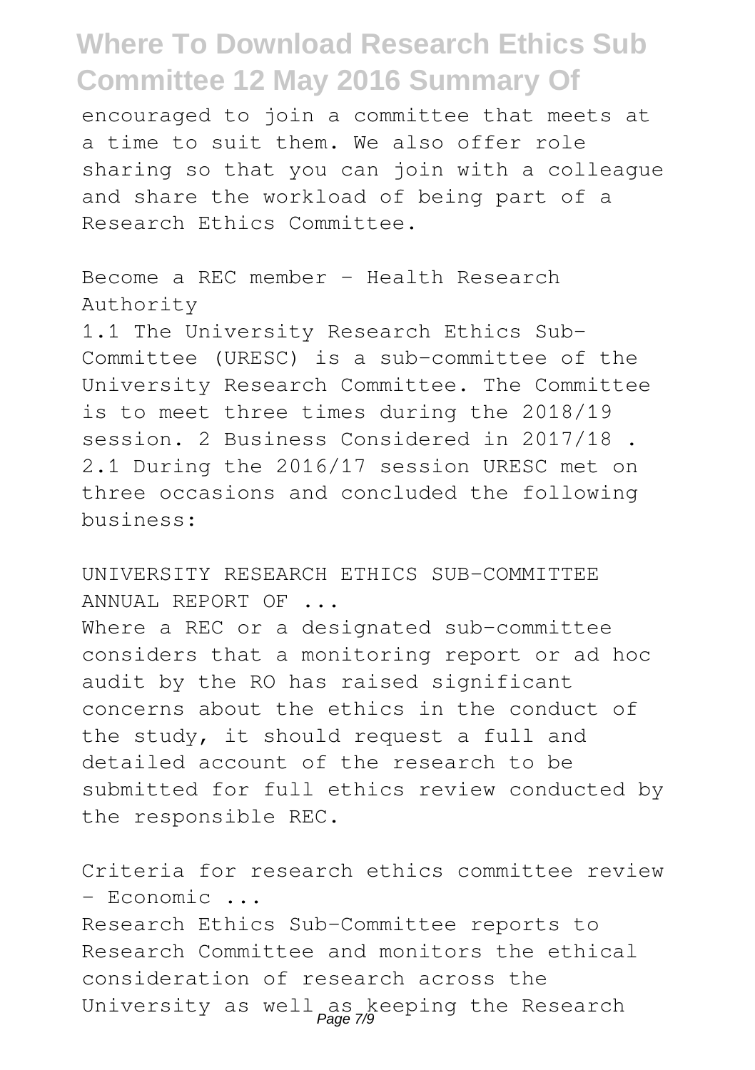encouraged to join a committee that meets at a time to suit them. We also offer role sharing so that you can join with a colleague and share the workload of being part of a Research Ethics Committee.

Become a REC member - Health Research Authority

1.1 The University Research Ethics Sub-Committee (URESC) is a sub-committee of the University Research Committee. The Committee is to meet three times during the 2018/19 session. 2 Business Considered in 2017/18 . 2.1 During the 2016/17 session URESC met on three occasions and concluded the following business:

UNIVERSITY RESEARCH ETHICS SUB-COMMITTEE ANNUAL REPORT OF ...

Where a REC or a designated sub-committee considers that a monitoring report or ad hoc audit by the RO has raised significant concerns about the ethics in the conduct of the study, it should request a full and detailed account of the research to be submitted for full ethics review conducted by the responsible REC.

Criteria for research ethics committee review - Economic ...

Research Ethics Sub-Committee reports to Research Committee and monitors the ethical consideration of research across the University as well as keeping the Research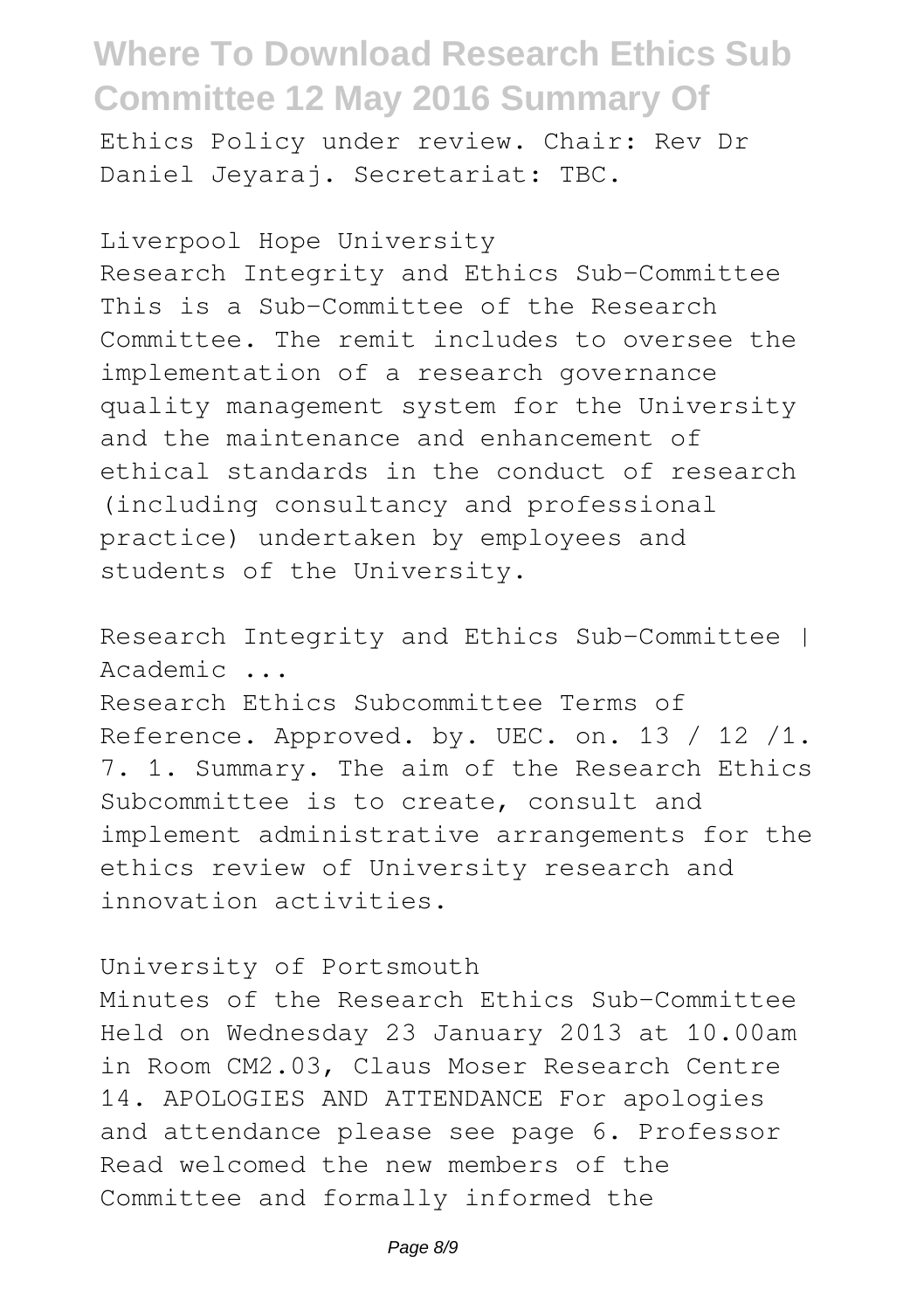Ethics Policy under review. Chair: Rev Dr Daniel Jeyaraj. Secretariat: TBC.

Liverpool Hope University

Research Integrity and Ethics Sub-Committee This is a Sub-Committee of the Research Committee. The remit includes to oversee the implementation of a research governance quality management system for the University and the maintenance and enhancement of ethical standards in the conduct of research (including consultancy and professional practice) undertaken by employees and students of the University.

Research Integrity and Ethics Sub-Committee | Academic ...

Research Ethics Subcommittee Terms of Reference. Approved. by. UEC. on. 13 / 12 /1. 7. 1. Summary. The aim of the Research Ethics Subcommittee is to create, consult and implement administrative arrangements for the ethics review of University research and innovation activities.

University of Portsmouth

Minutes of the Research Ethics Sub-Committee Held on Wednesday 23 January 2013 at 10.00am in Room CM2.03, Claus Moser Research Centre 14. APOLOGIES AND ATTENDANCE For apologies and attendance please see page 6. Professor Read welcomed the new members of the Committee and formally informed the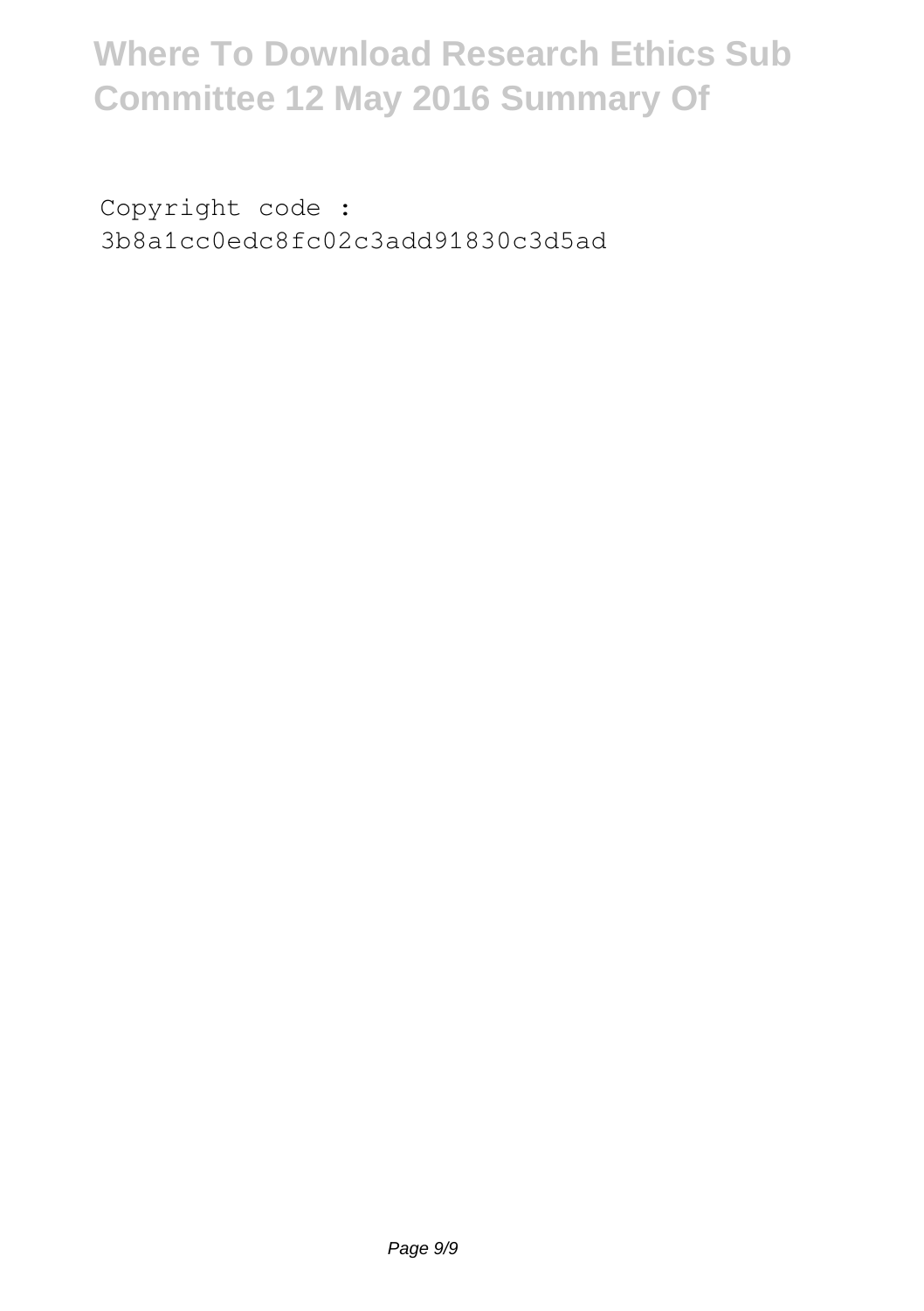Copyright code : 3b8a1cc0edc8fc02c3add91830c3d5ad